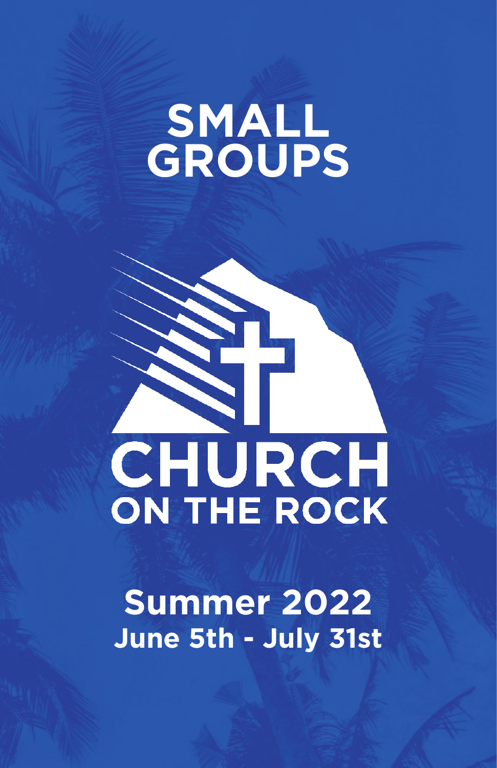# SMALL GROUPS

CHURCH
ON THE ROCK

## Summer 2022
### June 5th - July 31st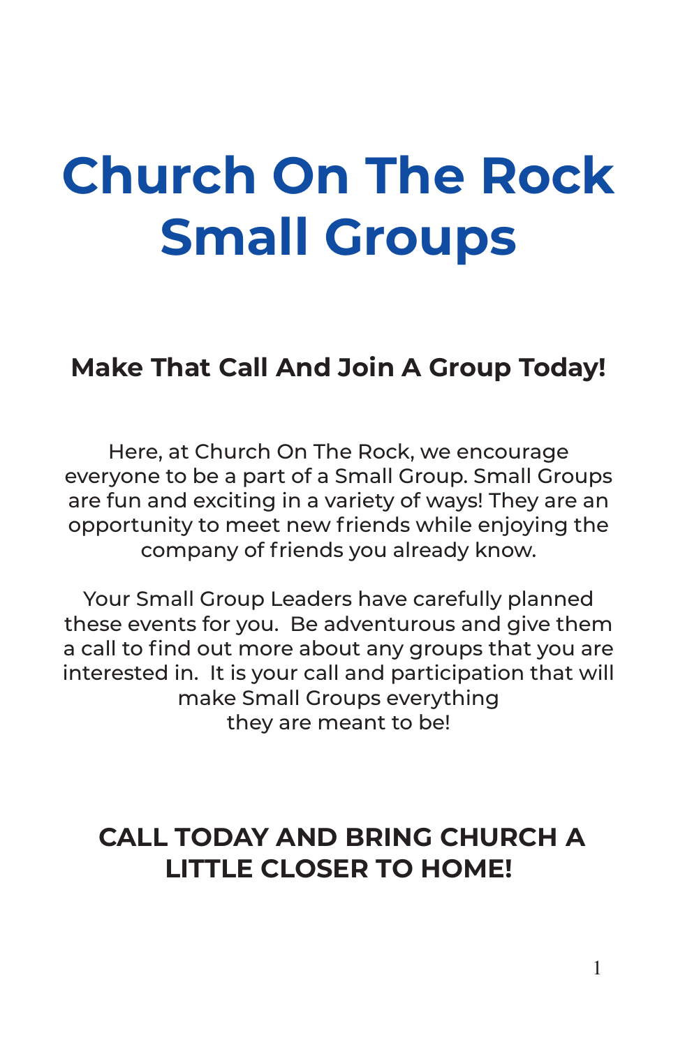# Church On The Rock Small Groups

## Make That Call And Join A Group Today!

Here, at Church On The Rock, we encourage everyone to be a part of a Small Group. Small Groups are fun and exciting in a variety of ways! They are an opportunity to meet new friends while enjoying the company of friends you already know.

Your Small Group Leaders have carefully planned these events for you. Be adventurous and give them a call to find out more about any groups that you are interested in. It is your call and participation that will make Small Groups everything they are meant to be!

## CALL TODAY AND BRING CHURCH A LITTLE CLOSER TO HOME!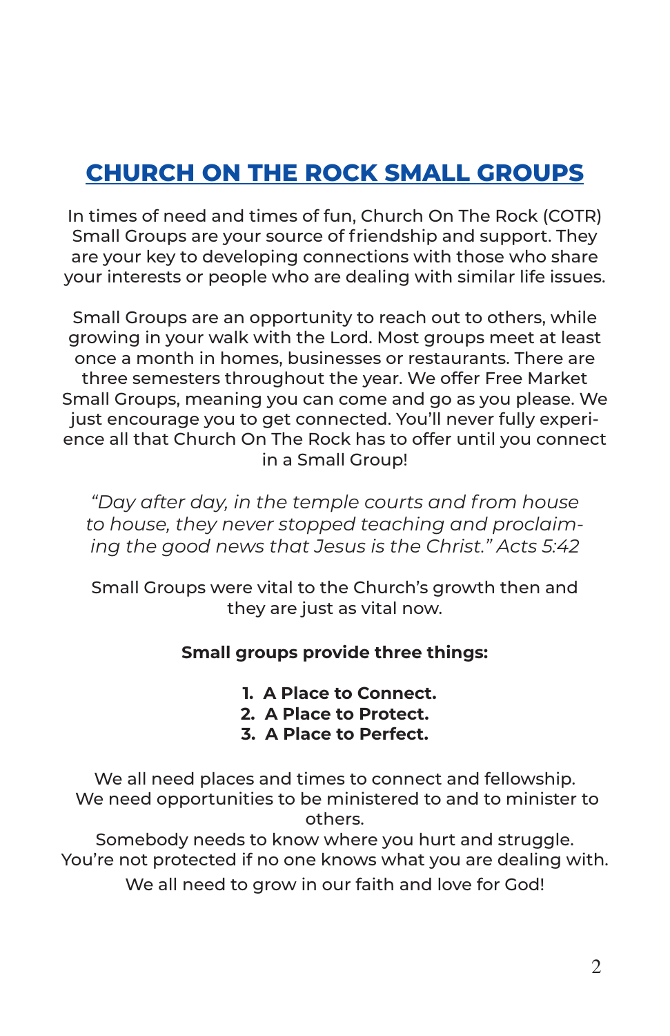# CHURCH ON THE ROCK SMALL GROUPS

In times of need and times of fun, Church On The Rock (COTR) Small Groups are your source of friendship and support. They are your key to developing connections with those who share your interests or people who are dealing with similar life issues.

Small Groups are an opportunity to reach out to others, while growing in your walk with the Lord. Most groups meet at least once a month in homes, businesses or restaurants. There are three semesters throughout the year. We offer Free Market Small Groups, meaning you can come and go as you please. We just encourage you to get connected. You'll never fully experience all that Church On The Rock has to offer until you connect in a Small Group!

*"Day after day, in the temple courts and from house to house, they never stopped teaching and proclaiming the good news that Jesus is the Christ." Acts 5:42*

Small Groups were vital to the Church's growth then and they are just as vital now.

**Small groups provide three things:**

1. **A Place to Connect.**
2. **A Place to Protect.**
3. **A Place to Perfect.**

We all need places and times to connect and fellowship.
We need opportunities to be ministered to and to minister to others.
Somebody needs to know where you hurt and struggle.
You're not protected if no one knows what you are dealing with.
We all need to grow in our faith and love for God!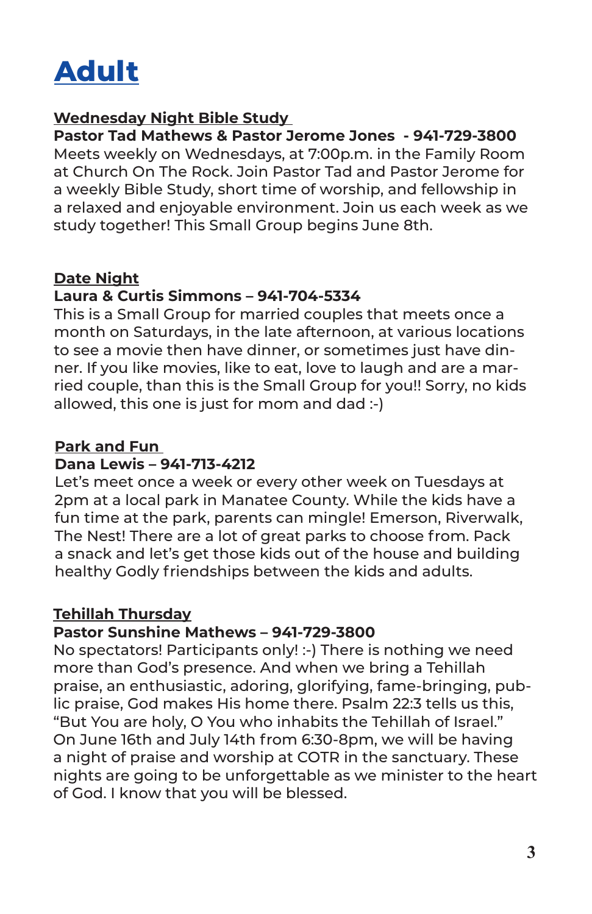# Adult

## Wednesday Night Bible Study

**Pastor Tad Mathews & Pastor Jerome Jones - 941-729-3800**

Meets weekly on Wednesdays, at 7:00p.m. in the Family Room at Church On The Rock. Join Pastor Tad and Pastor Jerome for a weekly Bible Study, short time of worship, and fellowship in a relaxed and enjoyable environment. Join us each week as we study together! This Small Group begins June 8th.

## Date Night

**Laura & Curtis Simmons – 941-704-5334**

This is a Small Group for married couples that meets once a month on Saturdays, in the late afternoon, at various locations to see a movie then have dinner, or sometimes just have dinner. If you like movies, like to eat, love to laugh and are a married couple, than this is the Small Group for you!! Sorry, no kids allowed, this one is just for mom and dad :-)

## Park and Fun

**Dana Lewis – 941-713-4212**

Let's meet once a week or every other week on Tuesdays at 2pm at a local park in Manatee County. While the kids have a fun time at the park, parents can mingle! Emerson, Riverwalk, The Nest! There are a lot of great parks to choose from. Pack a snack and let's get those kids out of the house and building healthy Godly friendships between the kids and adults.

## Tehillah Thursday

**Pastor Sunshine Mathews – 941-729-3800**

No spectators! Participants only! :-) There is nothing we need more than God's presence. And when we bring a Tehillah praise, an enthusiastic, adoring, glorifying, fame-bringing, public praise, God makes His home there. Psalm 22:3 tells us this, "But You are holy, O You who inhabits the Tehillah of Israel." On June 16th and July 14th from 6:30-8pm, we will be having a night of praise and worship at COTR in the sanctuary. These nights are going to be unforgettable as we minister to the heart of God. I know that you will be blessed.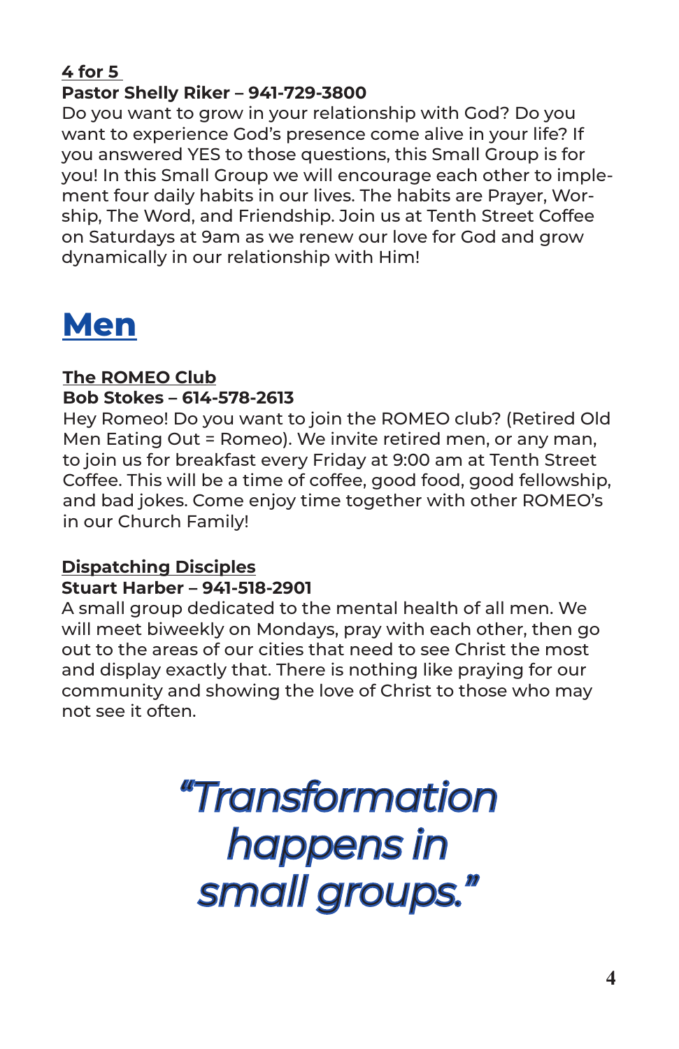### 4 for 5

**Pastor Shelly Riker – 941-729-3800**

Do you want to grow in your relationship with God? Do you want to experience God's presence come alive in your life? If you answered YES to those questions, this Small Group is for you! In this Small Group we will encourage each other to implement four daily habits in our lives. The habits are Prayer, Worship, The Word, and Friendship. Join us at Tenth Street Coffee on Saturdays at 9am as we renew our love for God and grow dynamically in our relationship with Him!

## Men

### The ROMEO Club

**Bob Stokes – 614-578-2613**

Hey Romeo! Do you want to join the ROMEO club? (Retired Old Men Eating Out = Romeo). We invite retired men, or any man, to join us for breakfast every Friday at 9:00 am at Tenth Street Coffee. This will be a time of coffee, good food, good fellowship, and bad jokes. Come enjoy time together with other ROMEO's in our Church Family!

### Dispatching Disciples

**Stuart Harber – 941-518-2901**

A small group dedicated to the mental health of all men. We will meet biweekly on Mondays, pray with each other, then go out to the areas of our cities that need to see Christ the most and display exactly that. There is nothing like praying for our community and showing the love of Christ to those who may not see it often.

*"Transformation happens in small groups."*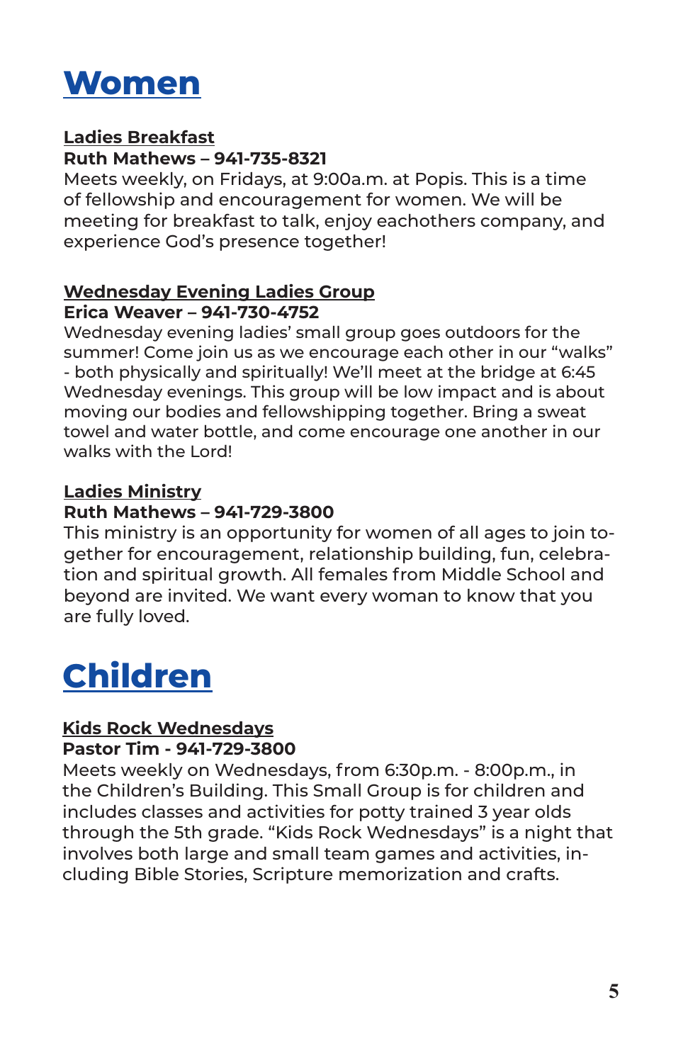# Women

## Ladies Breakfast

**Ruth Mathews – 941-735-8321**

Meets weekly, on Fridays, at 9:00a.m. at Popis. This is a time of fellowship and encouragement for women. We will be meeting for breakfast to talk, enjoy eachothers company, and experience God's presence together!

## Wednesday Evening Ladies Group

**Erica Weaver – 941-730-4752**

Wednesday evening ladies' small group goes outdoors for the summer! Come join us as we encourage each other in our "walks" - both physically and spiritually! We'll meet at the bridge at 6:45 Wednesday evenings. This group will be low impact and is about moving our bodies and fellowshipping together. Bring a sweat towel and water bottle, and come encourage one another in our walks with the Lord!

## Ladies Ministry

**Ruth Mathews – 941-729-3800**

This ministry is an opportunity for women of all ages to join together for encouragement, relationship building, fun, celebration and spiritual growth. All females from Middle School and beyond are invited. We want every woman to know that you are fully loved.

# Children

## Kids Rock Wednesdays

**Pastor Tim - 941-729-3800**

Meets weekly on Wednesdays, from 6:30p.m. - 8:00p.m., in the Children's Building. This Small Group is for children and includes classes and activities for potty trained 3 year olds through the 5th grade. "Kids Rock Wednesdays" is a night that involves both large and small team games and activities, including Bible Stories, Scripture memorization and crafts.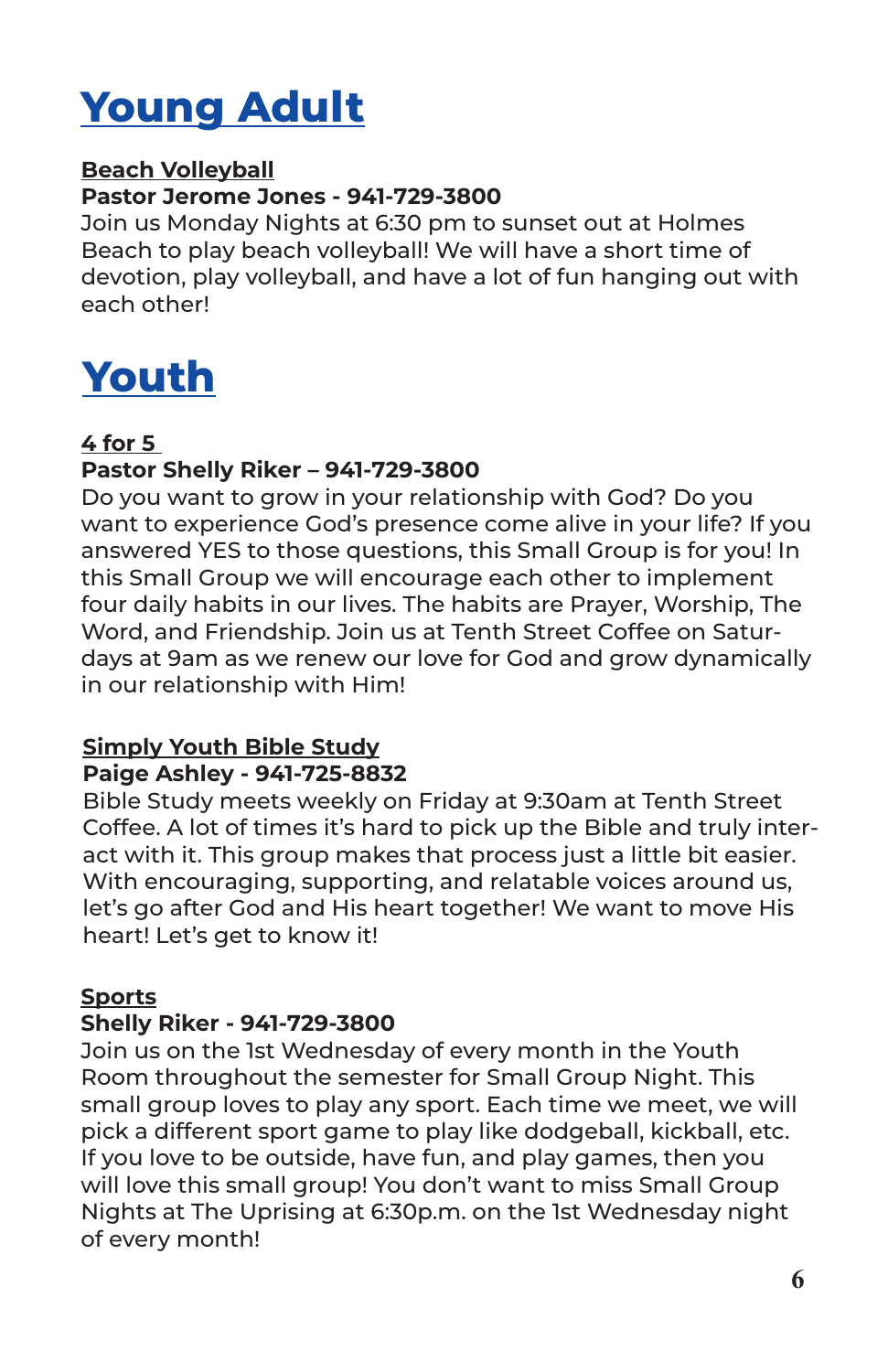# Young Adult

### Beach Volleyball

**Pastor Jerome Jones - 941-729-3800**

Join us Monday Nights at 6:30 pm to sunset out at Holmes Beach to play beach volleyball! We will have a short time of devotion, play volleyball, and have a lot of fun hanging out with each other!

# Youth

### 4 for 5

**Pastor Shelly Riker – 941-729-3800**

Do you want to grow in your relationship with God? Do you want to experience God's presence come alive in your life? If you answered YES to those questions, this Small Group is for you! In this Small Group we will encourage each other to implement four daily habits in our lives. The habits are Prayer, Worship, The Word, and Friendship. Join us at Tenth Street Coffee on Saturdays at 9am as we renew our love for God and grow dynamically in our relationship with Him!

### Simply Youth Bible Study

**Paige Ashley - 941-725-8832**

Bible Study meets weekly on Friday at 9:30am at Tenth Street Coffee. A lot of times it's hard to pick up the Bible and truly interact with it. This group makes that process just a little bit easier. With encouraging, supporting, and relatable voices around us, let's go after God and His heart together! We want to move His heart! Let's get to know it!

### Sports

**Shelly Riker - 941-729-3800**

Join us on the 1st Wednesday of every month in the Youth Room throughout the semester for Small Group Night. This small group loves to play any sport. Each time we meet, we will pick a different sport game to play like dodgeball, kickball, etc. If you love to be outside, have fun, and play games, then you will love this small group! You don't want to miss Small Group Nights at The Uprising at 6:30p.m. on the 1st Wednesday night of every month!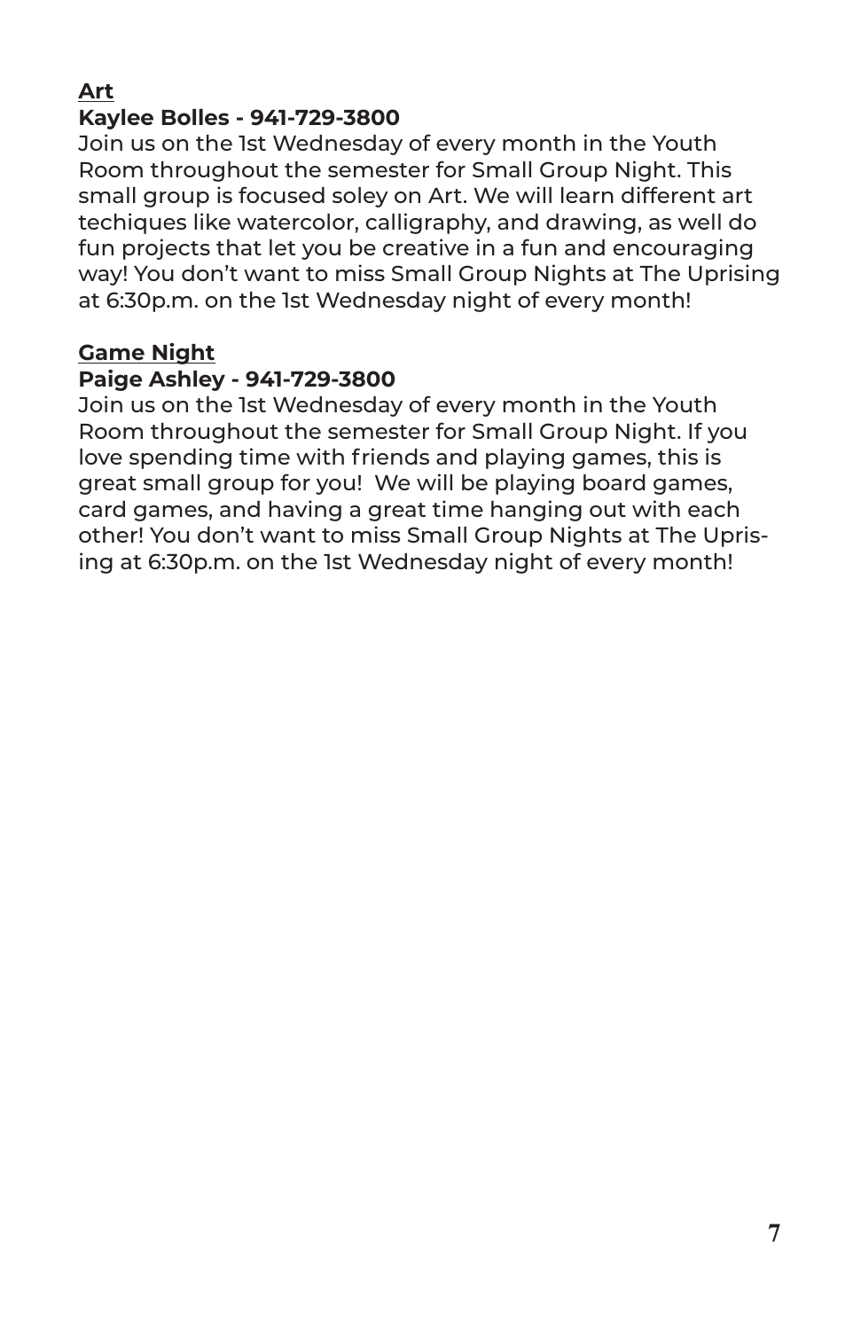**Art**

**Kaylee Bolles - 941-729-3800**

Join us on the 1st Wednesday of every month in the Youth Room throughout the semester for Small Group Night. This small group is focused soley on Art. We will learn different art techiques like watercolor, calligraphy, and drawing, as well do fun projects that let you be creative in a fun and encouraging way! You don't want to miss Small Group Nights at The Uprising at 6:30p.m. on the 1st Wednesday night of every month!

**Game Night**

**Paige Ashley - 941-729-3800**

Join us on the 1st Wednesday of every month in the Youth Room throughout the semester for Small Group Night. If you love spending time with friends and playing games, this is great small group for you! We will be playing board games, card games, and having a great time hanging out with each other! You don't want to miss Small Group Nights at The Uprising at 6:30p.m. on the 1st Wednesday night of every month!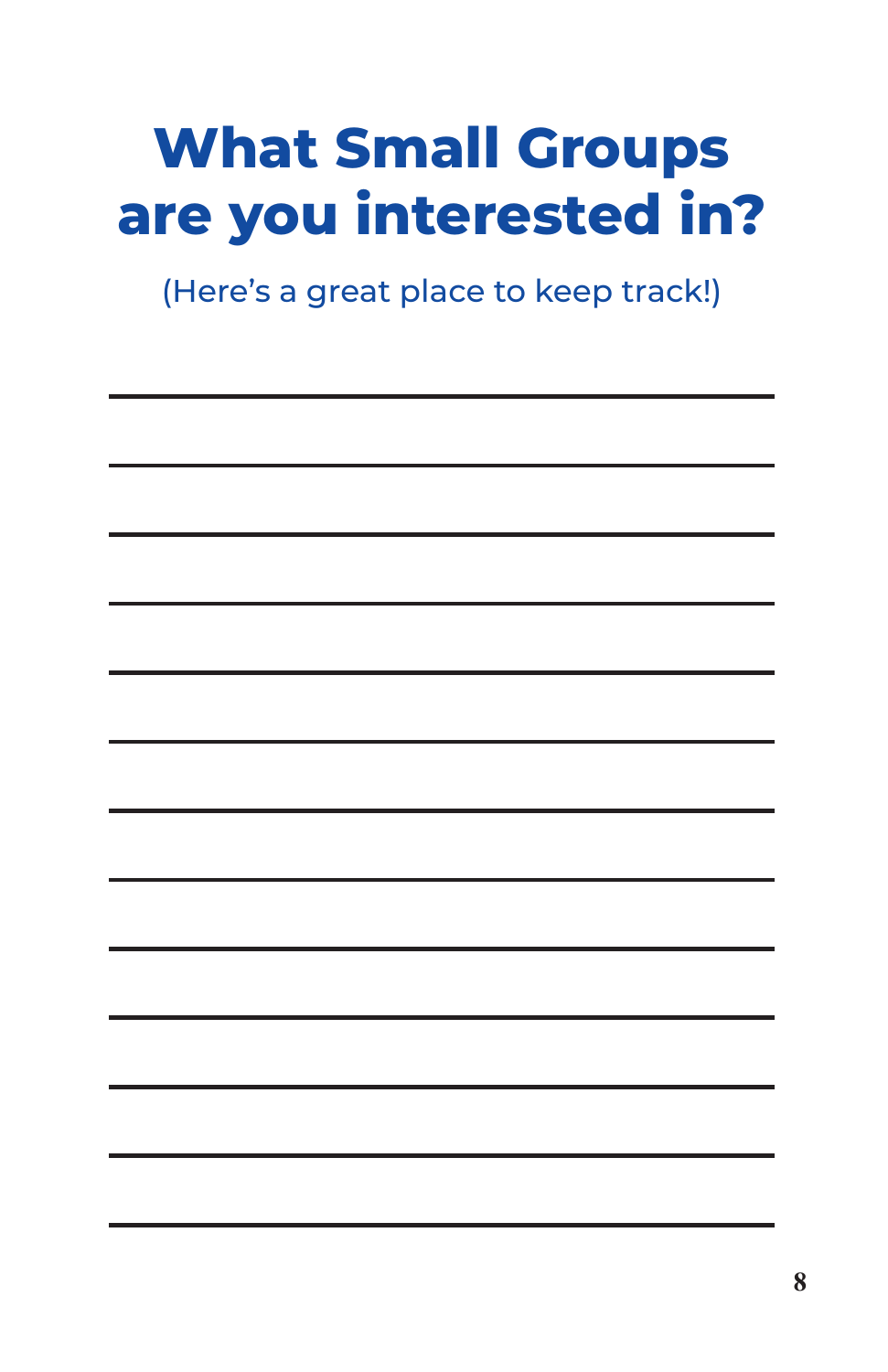# What Small Groups are you interested in?

(Here's a great place to keep track!)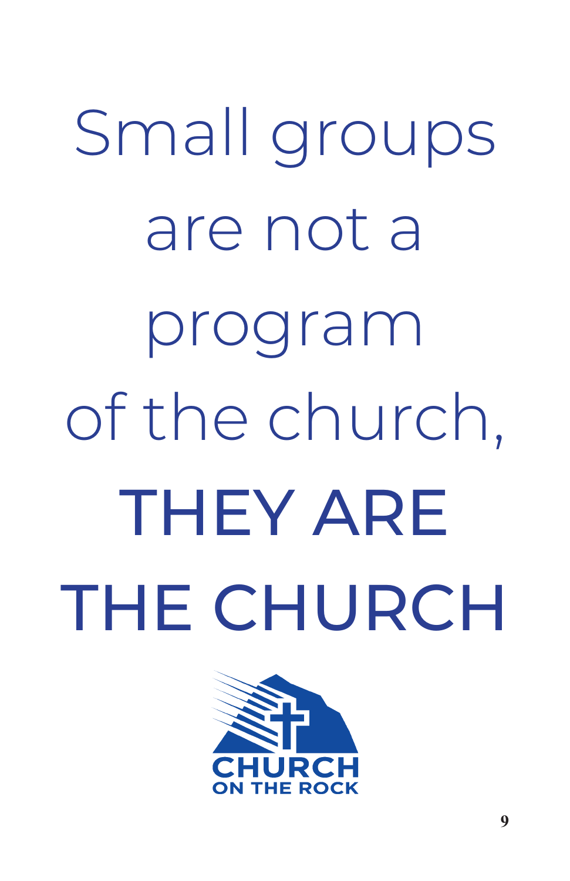Small groups are not a program of the church, **THEY ARE THE CHURCH**

CHURCH
ON THE ROCK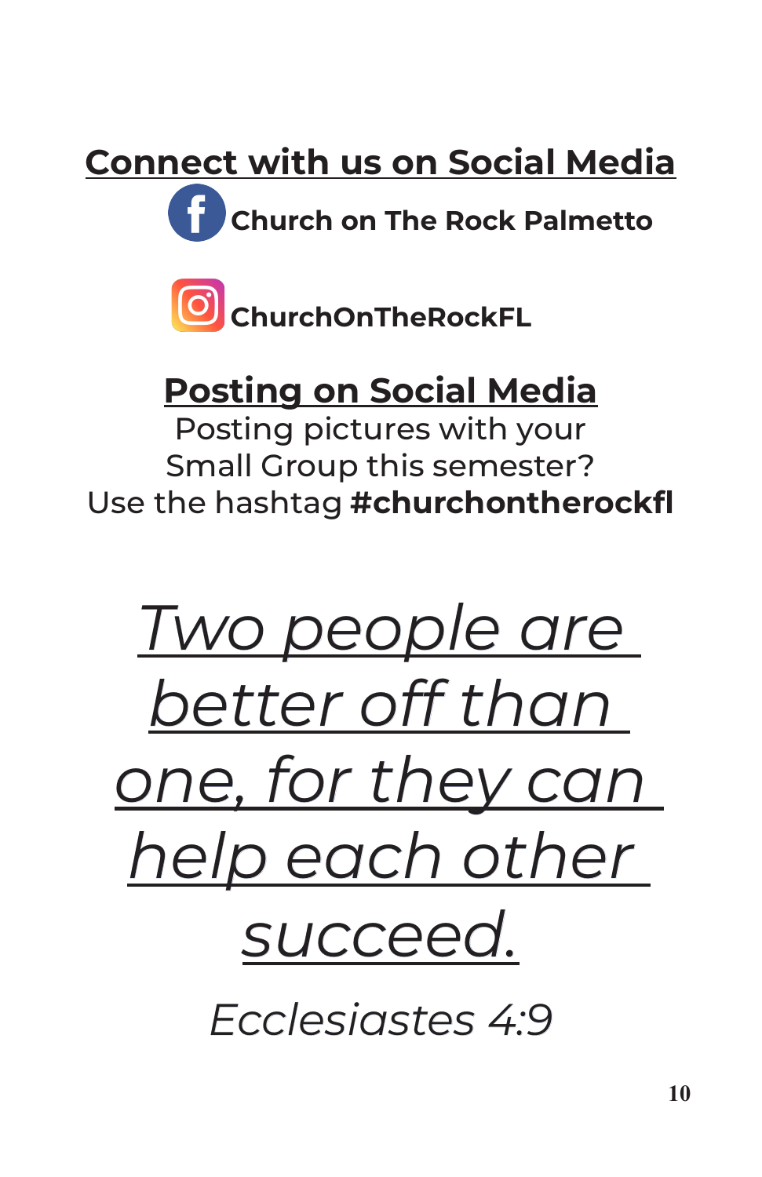## Connect with us on Social Media

**Church on The Rock Palmetto**

**ChurchOnTheRockFL**

## Posting on Social Media

Posting pictures with your Small Group this semester?
Use the hashtag **#churchontherockfl**

*Two people are better off than one, for they can help each other succeed.*

*Ecclesiastes 4:9*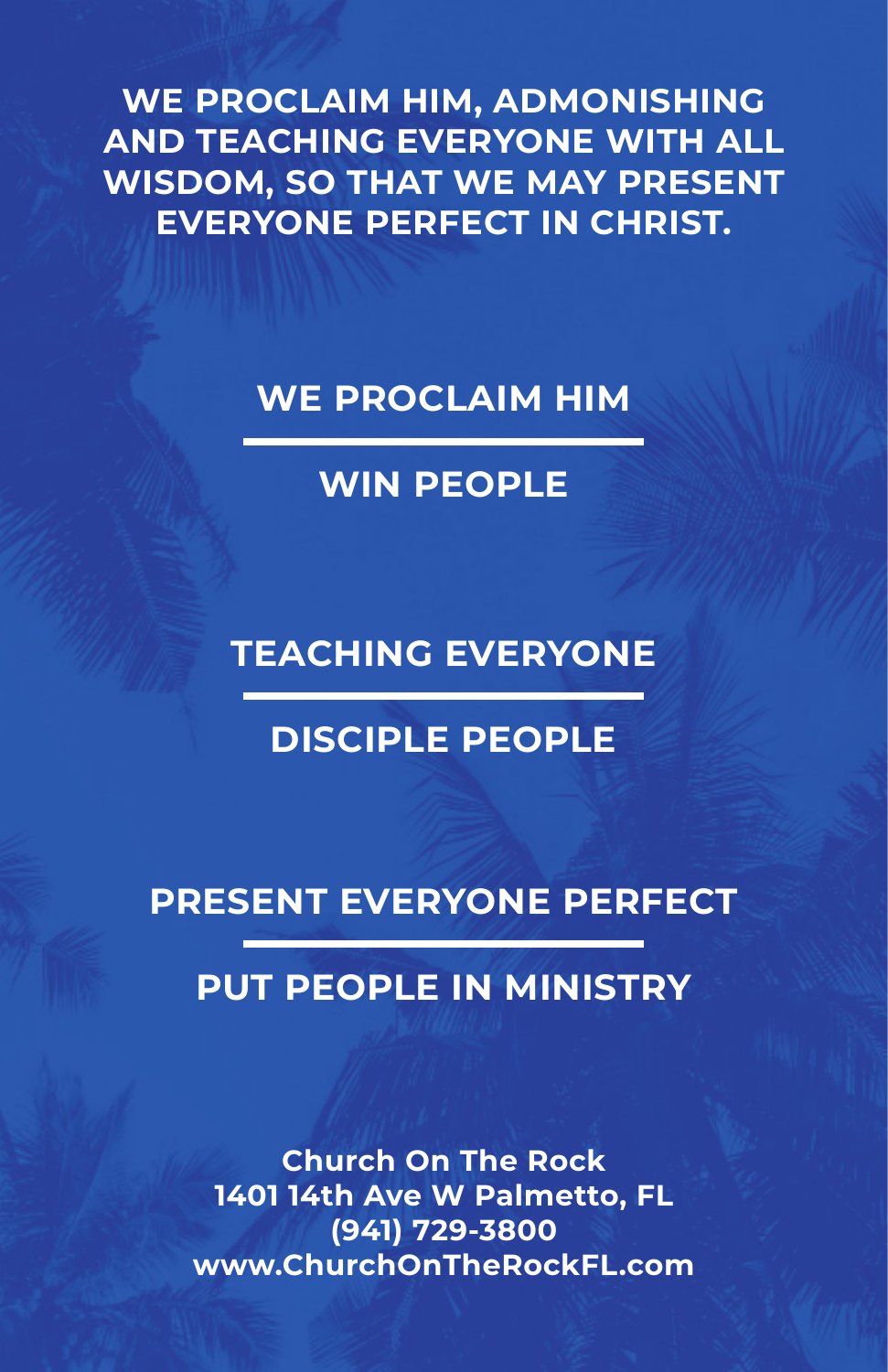**WE PROCLAIM HIM, ADMONISHING AND TEACHING EVERYONE WITH ALL WISDOM, SO THAT WE MAY PRESENT EVERYONE PERFECT IN CHRIST.**

**WE PROCLAIM HIM**

---

**WIN PEOPLE**

**TEACHING EVERYONE**

---

**DISCIPLE PEOPLE**

**PRESENT EVERYONE PERFECT**

---

**PUT PEOPLE IN MINISTRY**

**Church On The Rock**
**1401 14th Ave W Palmetto, FL**
**(941) 729-3800**
**www.ChurchOnTheRockFL.com**